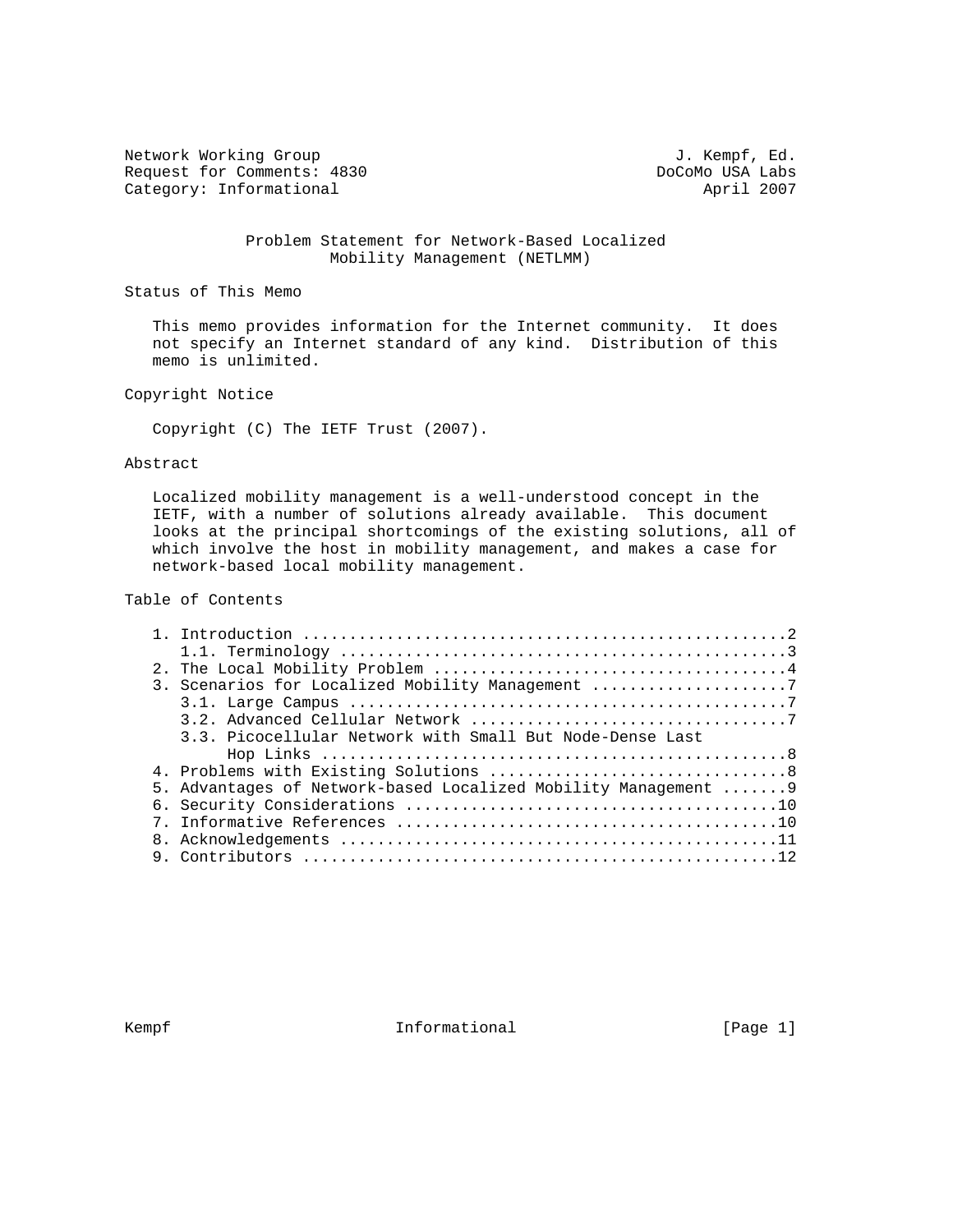Network Working Group J. Kempf, Ed.
Request for Comments: 4830 DoCoMo USA Labs
Category: Informational April 2007

# Problem Statement for Network-Based Localized Mobility Management (NETLMM)

## Status of This Memo

This memo provides information for the Internet community. It does not specify an Internet standard of any kind. Distribution of this memo is unlimited.

## Copyright Notice

Copyright (C) The IETF Trust (2007).

## Abstract

Localized mobility management is a well-understood concept in the IETF, with a number of solutions already available. This document looks at the principal shortcomings of the existing solutions, all of which involve the host in mobility management, and makes a case for network-based local mobility management.

## Table of Contents

1. Introduction ....................................................2
   1.1. Terminology ................................................3
2. The Local Mobility Problem ......................................4
3. Scenarios for Localized Mobility Management .....................7
   3.1. Large Campus ...............................................7
   3.2. Advanced Cellular Network ..................................7
   3.3. Picocellular Network with Small But Node-Dense Last Hop Links ..................................................8
4. Problems with Existing Solutions ................................8
5. Advantages of Network-based Localized Mobility Management .......9
6. Security Considerations ........................................10
7. Informative References .........................................10
8. Acknowledgements ...............................................11
9. Contributors ...................................................12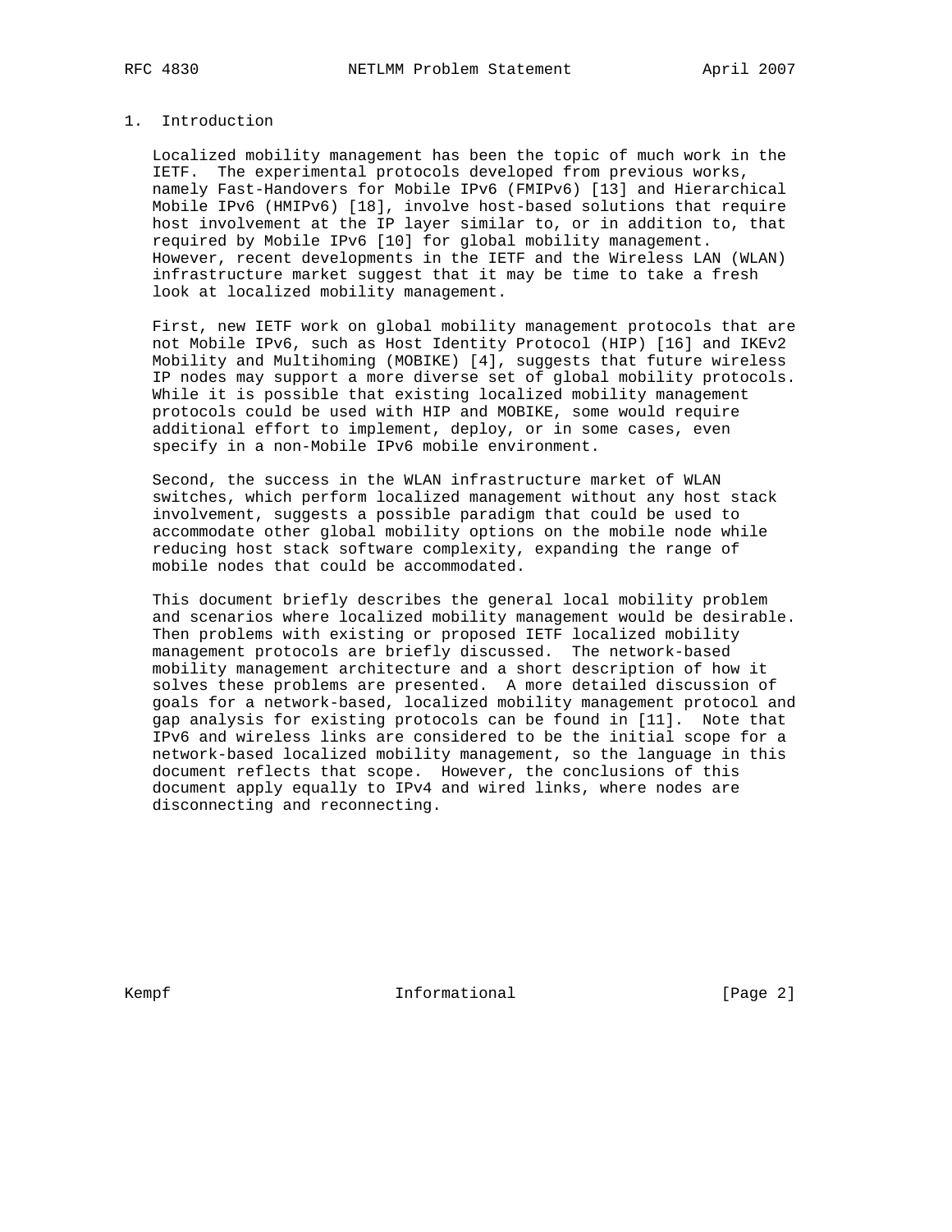## 1. Introduction

Localized mobility management has been the topic of much work in the IETF. The experimental protocols developed from previous works, namely Fast-Handovers for Mobile IPv6 (FMIPv6) [13] and Hierarchical Mobile IPv6 (HMIPv6) [18], involve host-based solutions that require host involvement at the IP layer similar to, or in addition to, that required by Mobile IPv6 [10] for global mobility management. However, recent developments in the IETF and the Wireless LAN (WLAN) infrastructure market suggest that it may be time to take a fresh look at localized mobility management.

First, new IETF work on global mobility management protocols that are not Mobile IPv6, such as Host Identity Protocol (HIP) [16] and IKEv2 Mobility and Multihoming (MOBIKE) [4], suggests that future wireless IP nodes may support a more diverse set of global mobility protocols. While it is possible that existing localized mobility management protocols could be used with HIP and MOBIKE, some would require additional effort to implement, deploy, or in some cases, even specify in a non-Mobile IPv6 mobile environment.

Second, the success in the WLAN infrastructure market of WLAN switches, which perform localized management without any host stack involvement, suggests a possible paradigm that could be used to accommodate other global mobility options on the mobile node while reducing host stack software complexity, expanding the range of mobile nodes that could be accommodated.

This document briefly describes the general local mobility problem and scenarios where localized mobility management would be desirable. Then problems with existing or proposed IETF localized mobility management protocols are briefly discussed. The network-based mobility management architecture and a short description of how it solves these problems are presented. A more detailed discussion of goals for a network-based, localized mobility management protocol and gap analysis for existing protocols can be found in [11]. Note that IPv6 and wireless links are considered to be the initial scope for a network-based localized mobility management, so the language in this document reflects that scope. However, the conclusions of this document apply equally to IPv4 and wired links, where nodes are disconnecting and reconnecting.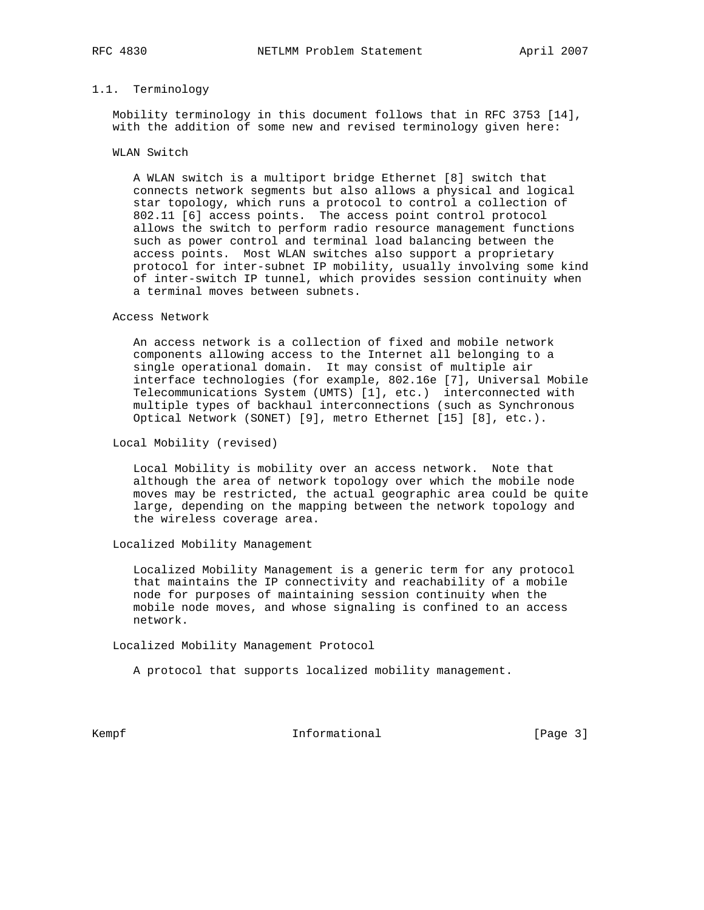## 1.1. Terminology

Mobility terminology in this document follows that in RFC 3753 [14], with the addition of some new and revised terminology given here:

WLAN Switch

A WLAN switch is a multiport bridge Ethernet [8] switch that connects network segments but also allows a physical and logical star topology, which runs a protocol to control a collection of 802.11 [6] access points. The access point control protocol allows the switch to perform radio resource management functions such as power control and terminal load balancing between the access points. Most WLAN switches also support a proprietary protocol for inter-subnet IP mobility, usually involving some kind of inter-switch IP tunnel, which provides session continuity when a terminal moves between subnets.

Access Network

An access network is a collection of fixed and mobile network components allowing access to the Internet all belonging to a single operational domain. It may consist of multiple air interface technologies (for example, 802.16e [7], Universal Mobile Telecommunications System (UMTS) [1], etc.) interconnected with multiple types of backhaul interconnections (such as Synchronous Optical Network (SONET) [9], metro Ethernet [15] [8], etc.).

Local Mobility (revised)

Local Mobility is mobility over an access network. Note that although the area of network topology over which the mobile node moves may be restricted, the actual geographic area could be quite large, depending on the mapping between the network topology and the wireless coverage area.

Localized Mobility Management

Localized Mobility Management is a generic term for any protocol that maintains the IP connectivity and reachability of a mobile node for purposes of maintaining session continuity when the mobile node moves, and whose signaling is confined to an access network.

Localized Mobility Management Protocol

A protocol that supports localized mobility management.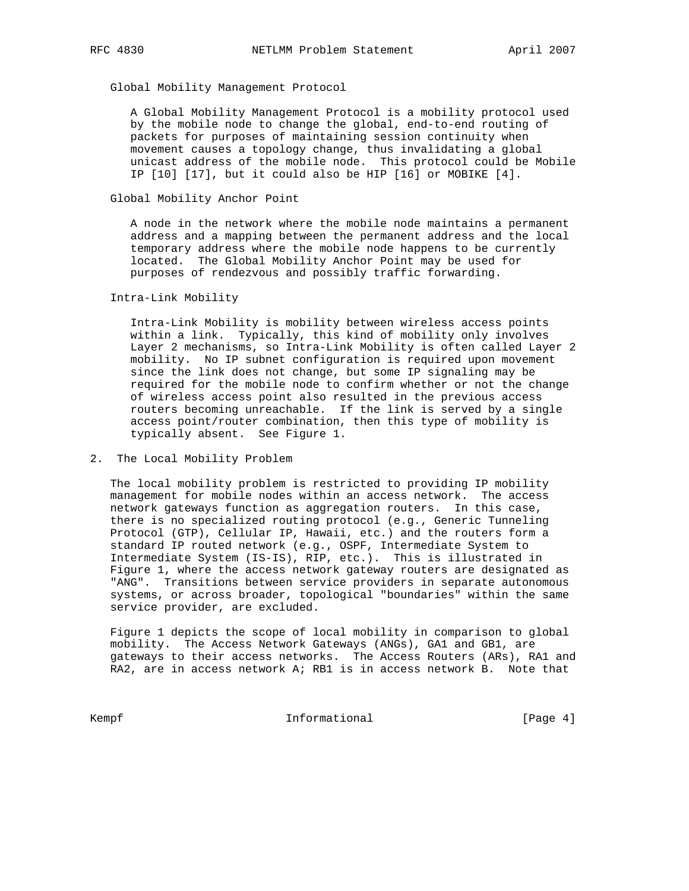Global Mobility Management Protocol

A Global Mobility Management Protocol is a mobility protocol used by the mobile node to change the global, end-to-end routing of packets for purposes of maintaining session continuity when movement causes a topology change, thus invalidating a global unicast address of the mobile node. This protocol could be Mobile IP [10] [17], but it could also be HIP [16] or MOBIKE [4].

Global Mobility Anchor Point

A node in the network where the mobile node maintains a permanent address and a mapping between the permanent address and the local temporary address where the mobile node happens to be currently located. The Global Mobility Anchor Point may be used for purposes of rendezvous and possibly traffic forwarding.

Intra-Link Mobility

Intra-Link Mobility is mobility between wireless access points within a link. Typically, this kind of mobility only involves Layer 2 mechanisms, so Intra-Link Mobility is often called Layer 2 mobility. No IP subnet configuration is required upon movement since the link does not change, but some IP signaling may be required for the mobile node to confirm whether or not the change of wireless access point also resulted in the previous access routers becoming unreachable. If the link is served by a single access point/router combination, then this type of mobility is typically absent. See Figure 1.

## 2. The Local Mobility Problem

The local mobility problem is restricted to providing IP mobility management for mobile nodes within an access network. The access network gateways function as aggregation routers. In this case, there is no specialized routing protocol (e.g., Generic Tunneling Protocol (GTP), Cellular IP, Hawaii, etc.) and the routers form a standard IP routed network (e.g., OSPF, Intermediate System to Intermediate System (IS-IS), RIP, etc.). This is illustrated in Figure 1, where the access network gateway routers are designated as "ANG". Transitions between service providers in separate autonomous systems, or across broader, topological "boundaries" within the same service provider, are excluded.

Figure 1 depicts the scope of local mobility in comparison to global mobility. The Access Network Gateways (ANGs), GA1 and GB1, are gateways to their access networks. The Access Routers (ARs), RA1 and RA2, are in access network A; RB1 is in access network B. Note that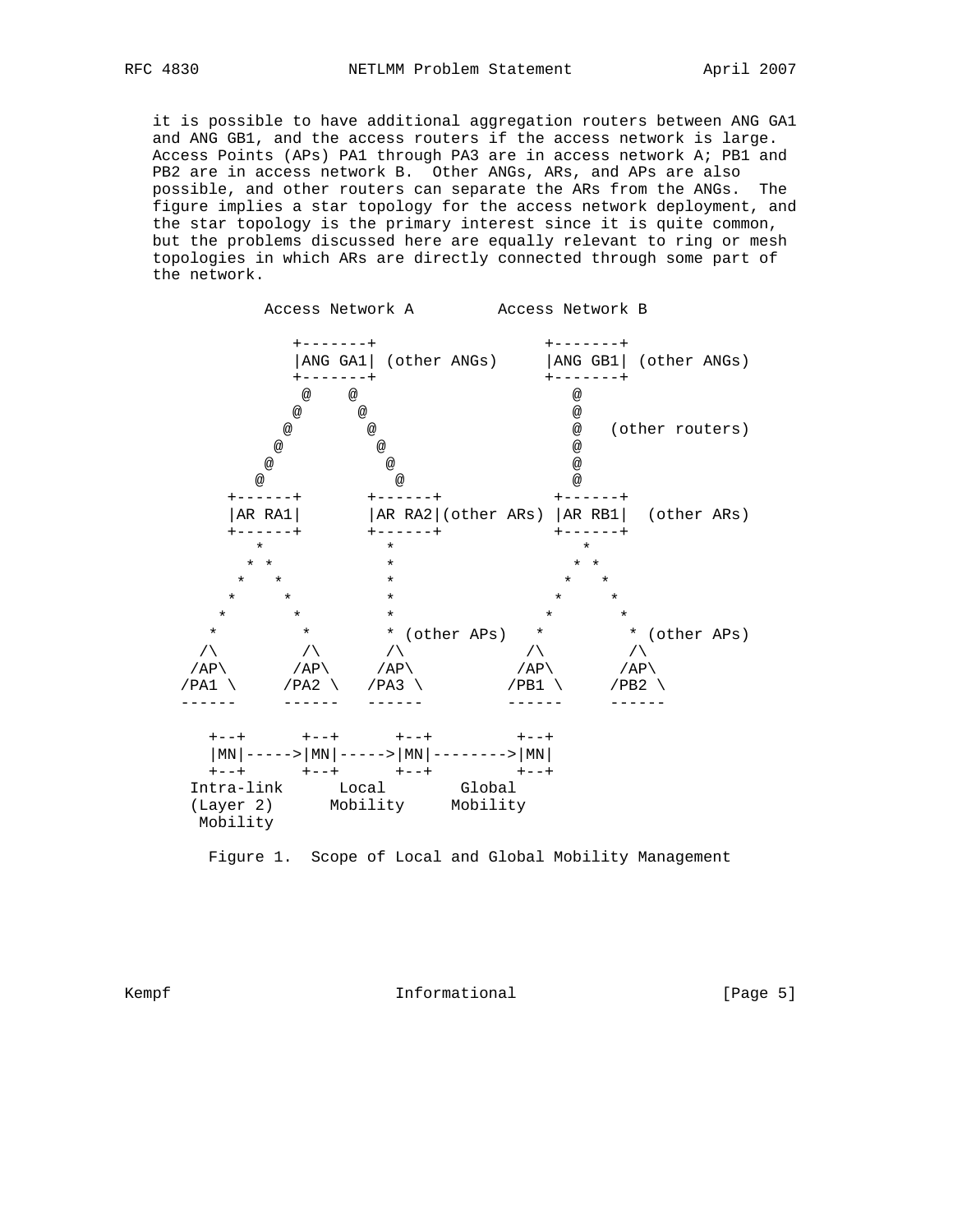it is possible to have additional aggregation routers between ANG GA1 and ANG GB1, and the access routers if the access network is large. Access Points (APs) PA1 through PA3 are in access network A; PB1 and PB2 are in access network B. Other ANGs, ARs, and APs are also possible, and other routers can separate the ARs from the ANGs. The figure implies a star topology for the access network deployment, and the star topology is the primary interest since it is quite common, but the problems discussed here are equally relevant to ring or mesh topologies in which ARs are directly connected through some part of the network.

```
              Access Network A         Access Network B

                 +-------+                 +-------+
                 |ANG GA1| (other ANGs)    |ANG GB1| (other ANGs)
                 +-------+                 +-------+
                  @    @                       @
                 @      @                      @
                @        @                     @   (other routers)
               @          @                    @
              @            @                   @
             @              @                  @
          +------+       +------+           +------+
          |AR RA1|       |AR RA2|(other ARs) |AR RB1|  (other ARs)
          +------+       +------+           +------+
             *              *                  *
            * *             *                 * *
           *   *            *                *   *
          *     *           *               *     *
         *       *          *              *       *
        *         *         * (other APs)   *         * (other APs)
       /\         /\       /\            /\         /\
      /AP\       /AP\     /AP\          /AP\       /AP\
     /PA1 \     /PA2 \   /PA3 \        /PB1 \     /PB2 \
     ------     ------   ------        ------     ------

        +--+      +--+      +--+         +--+
        |MN|----->|MN|----->|MN|-------->|MN|
        +--+      +--+      +--+         +--+
      Intra-link      Local        Global
      (Layer 2)      Mobility     Mobility
       Mobility
```

Figure 1. Scope of Local and Global Mobility Management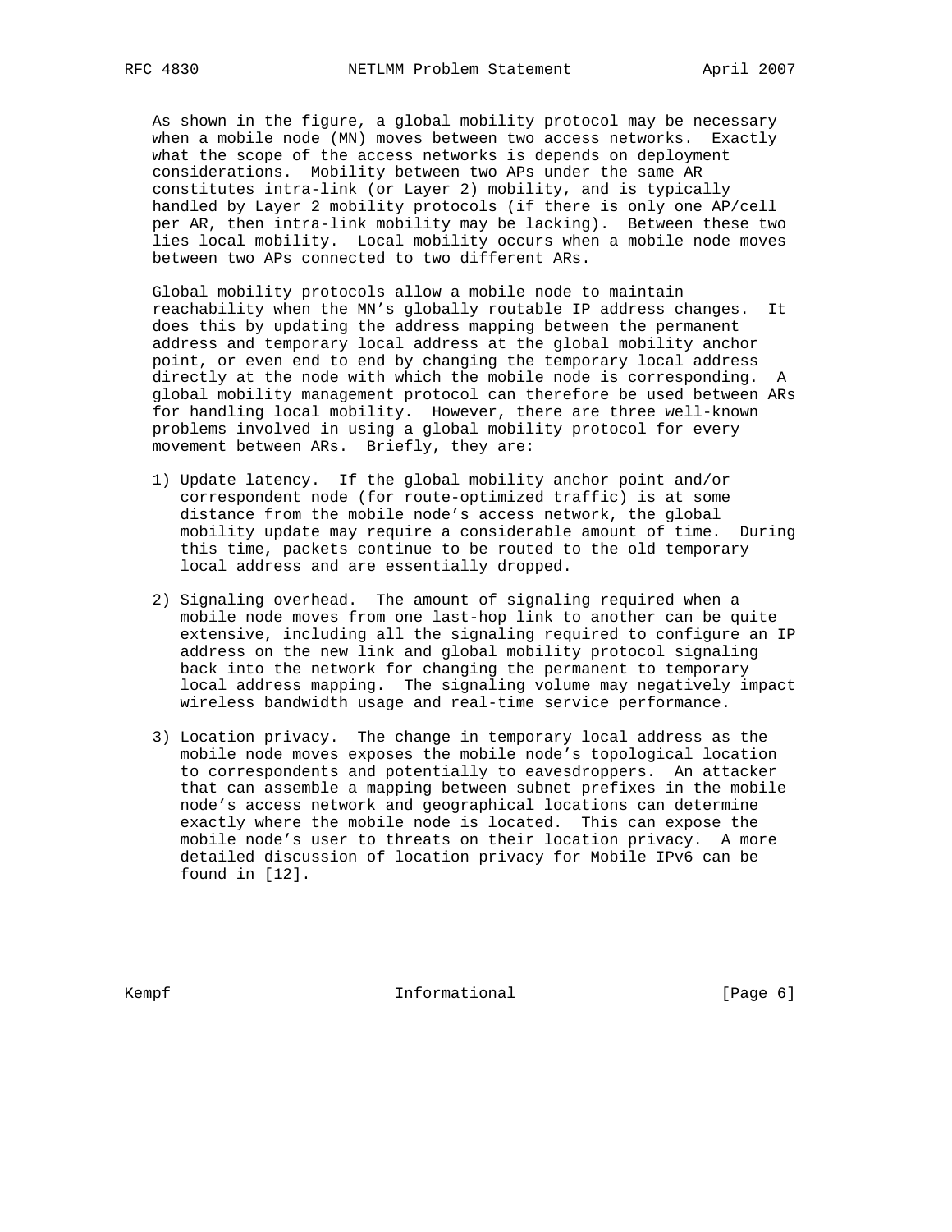As shown in the figure, a global mobility protocol may be necessary when a mobile node (MN) moves between two access networks. Exactly what the scope of the access networks is depends on deployment considerations. Mobility between two APs under the same AR constitutes intra-link (or Layer 2) mobility, and is typically handled by Layer 2 mobility protocols (if there is only one AP/cell per AR, then intra-link mobility may be lacking). Between these two lies local mobility. Local mobility occurs when a mobile node moves between two APs connected to two different ARs.

Global mobility protocols allow a mobile node to maintain reachability when the MN's globally routable IP address changes. It does this by updating the address mapping between the permanent address and temporary local address at the global mobility anchor point, or even end to end by changing the temporary local address directly at the node with which the mobile node is corresponding. A global mobility management protocol can therefore be used between ARs for handling local mobility. However, there are three well-known problems involved in using a global mobility protocol for every movement between ARs. Briefly, they are:

1) Update latency. If the global mobility anchor point and/or correspondent node (for route-optimized traffic) is at some distance from the mobile node's access network, the global mobility update may require a considerable amount of time. During this time, packets continue to be routed to the old temporary local address and are essentially dropped.

2) Signaling overhead. The amount of signaling required when a mobile node moves from one last-hop link to another can be quite extensive, including all the signaling required to configure an IP address on the new link and global mobility protocol signaling back into the network for changing the permanent to temporary local address mapping. The signaling volume may negatively impact wireless bandwidth usage and real-time service performance.

3) Location privacy. The change in temporary local address as the mobile node moves exposes the mobile node's topological location to correspondents and potentially to eavesdroppers. An attacker that can assemble a mapping between subnet prefixes in the mobile node's access network and geographical locations can determine exactly where the mobile node is located. This can expose the mobile node's user to threats on their location privacy. A more detailed discussion of location privacy for Mobile IPv6 can be found in [12].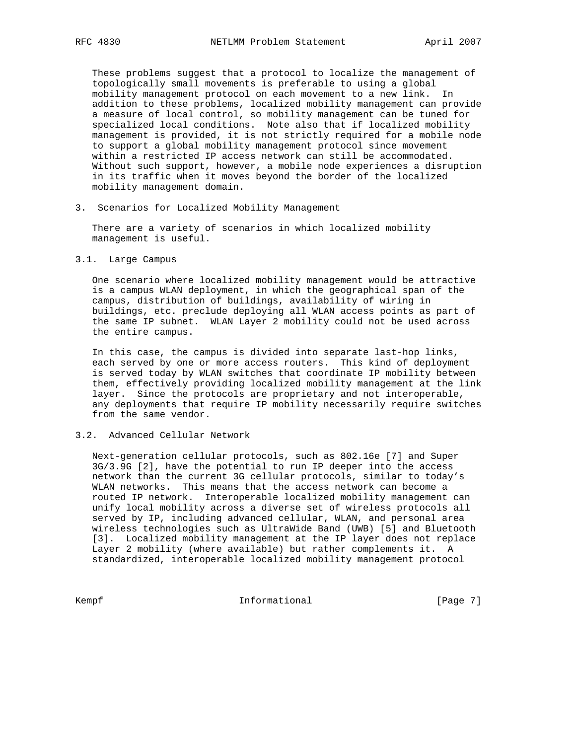These problems suggest that a protocol to localize the management of topologically small movements is preferable to using a global mobility management protocol on each movement to a new link. In addition to these problems, localized mobility management can provide a measure of local control, so mobility management can be tuned for specialized local conditions. Note also that if localized mobility management is provided, it is not strictly required for a mobile node to support a global mobility management protocol since movement within a restricted IP access network can still be accommodated. Without such support, however, a mobile node experiences a disruption in its traffic when it moves beyond the border of the localized mobility management domain.

## 3. Scenarios for Localized Mobility Management

There are a variety of scenarios in which localized mobility management is useful.

### 3.1. Large Campus

One scenario where localized mobility management would be attractive is a campus WLAN deployment, in which the geographical span of the campus, distribution of buildings, availability of wiring in buildings, etc. preclude deploying all WLAN access points as part of the same IP subnet. WLAN Layer 2 mobility could not be used across the entire campus.

In this case, the campus is divided into separate last-hop links, each served by one or more access routers. This kind of deployment is served today by WLAN switches that coordinate IP mobility between them, effectively providing localized mobility management at the link layer. Since the protocols are proprietary and not interoperable, any deployments that require IP mobility necessarily require switches from the same vendor.

### 3.2. Advanced Cellular Network

Next-generation cellular protocols, such as 802.16e [7] and Super 3G/3.9G [2], have the potential to run IP deeper into the access network than the current 3G cellular protocols, similar to today's WLAN networks. This means that the access network can become a routed IP network. Interoperable localized mobility management can unify local mobility across a diverse set of wireless protocols all served by IP, including advanced cellular, WLAN, and personal area wireless technologies such as UltraWide Band (UWB) [5] and Bluetooth [3]. Localized mobility management at the IP layer does not replace Layer 2 mobility (where available) but rather complements it. A standardized, interoperable localized mobility management protocol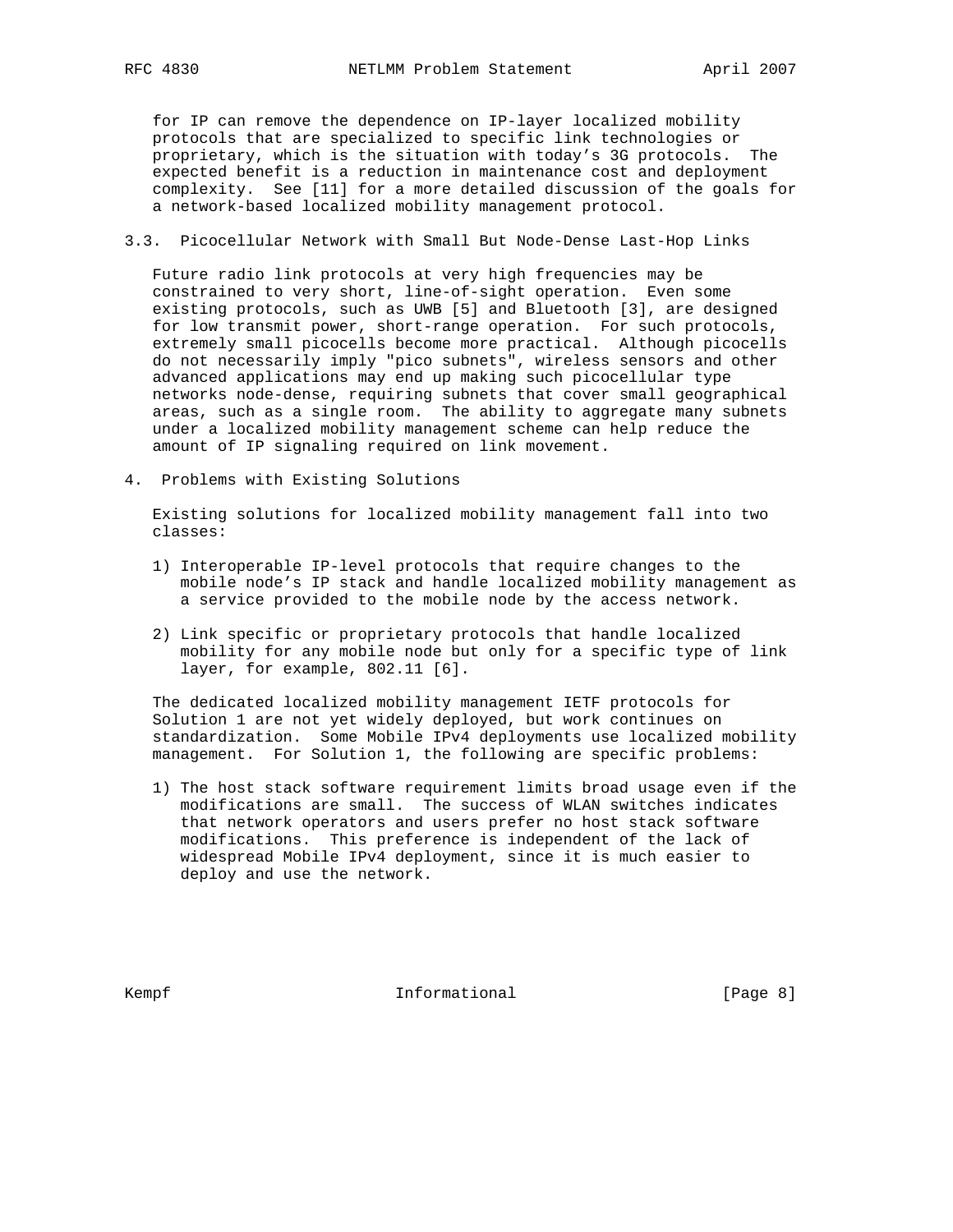for IP can remove the dependence on IP-layer localized mobility protocols that are specialized to specific link technologies or proprietary, which is the situation with today's 3G protocols. The expected benefit is a reduction in maintenance cost and deployment complexity. See [11] for a more detailed discussion of the goals for a network-based localized mobility management protocol.

### 3.3. Picocellular Network with Small But Node-Dense Last-Hop Links

Future radio link protocols at very high frequencies may be constrained to very short, line-of-sight operation. Even some existing protocols, such as UWB [5] and Bluetooth [3], are designed for low transmit power, short-range operation. For such protocols, extremely small picocells become more practical. Although picocells do not necessarily imply "pico subnets", wireless sensors and other advanced applications may end up making such picocellular type networks node-dense, requiring subnets that cover small geographical areas, such as a single room. The ability to aggregate many subnets under a localized mobility management scheme can help reduce the amount of IP signaling required on link movement.

## 4. Problems with Existing Solutions

Existing solutions for localized mobility management fall into two classes:

1) Interoperable IP-level protocols that require changes to the mobile node's IP stack and handle localized mobility management as a service provided to the mobile node by the access network.

2) Link specific or proprietary protocols that handle localized mobility for any mobile node but only for a specific type of link layer, for example, 802.11 [6].

The dedicated localized mobility management IETF protocols for Solution 1 are not yet widely deployed, but work continues on standardization. Some Mobile IPv4 deployments use localized mobility management. For Solution 1, the following are specific problems:

1) The host stack software requirement limits broad usage even if the modifications are small. The success of WLAN switches indicates that network operators and users prefer no host stack software modifications. This preference is independent of the lack of widespread Mobile IPv4 deployment, since it is much easier to deploy and use the network.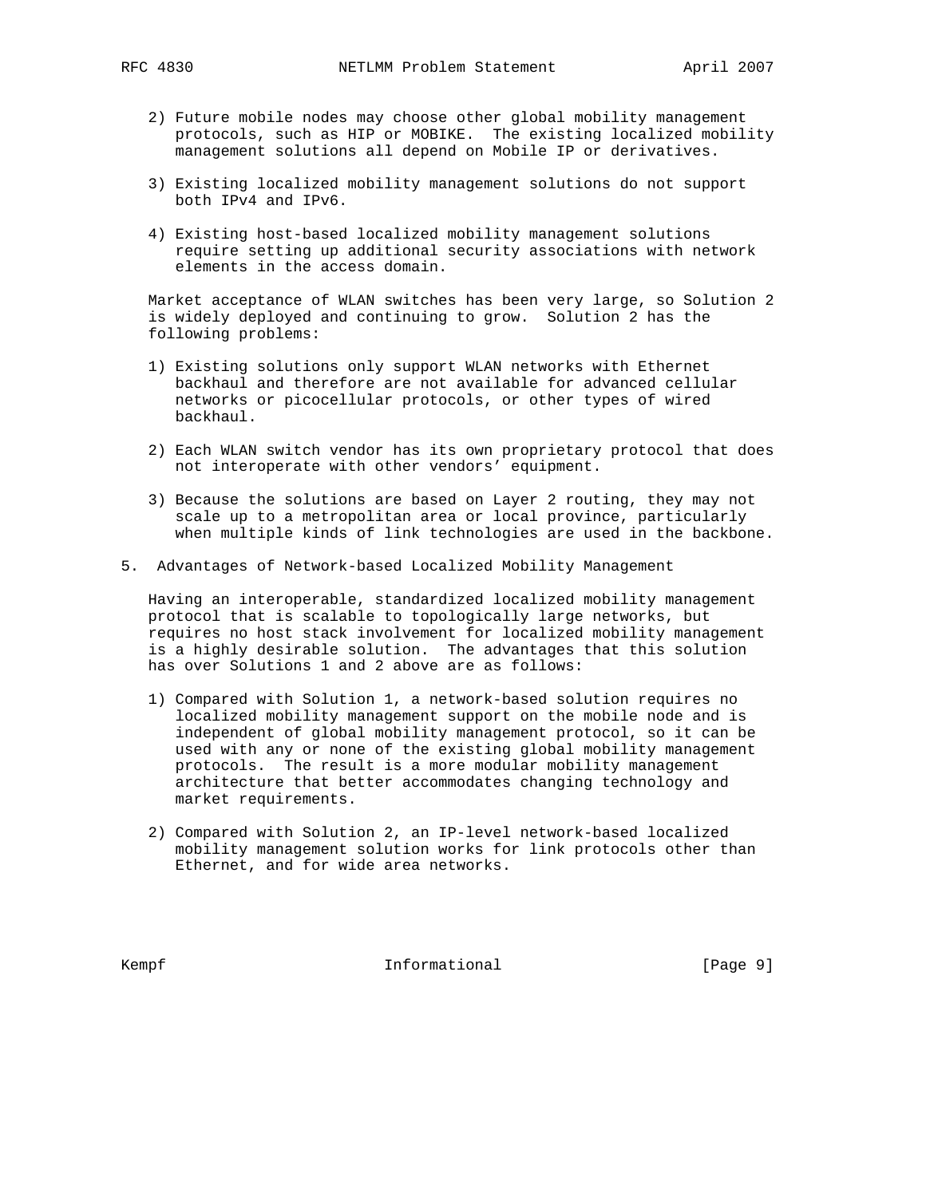2) Future mobile nodes may choose other global mobility management protocols, such as HIP or MOBIKE. The existing localized mobility management solutions all depend on Mobile IP or derivatives.

3) Existing localized mobility management solutions do not support both IPv4 and IPv6.

4) Existing host-based localized mobility management solutions require setting up additional security associations with network elements in the access domain.

Market acceptance of WLAN switches has been very large, so Solution 2 is widely deployed and continuing to grow. Solution 2 has the following problems:

1) Existing solutions only support WLAN networks with Ethernet backhaul and therefore are not available for advanced cellular networks or picocellular protocols, or other types of wired backhaul.

2) Each WLAN switch vendor has its own proprietary protocol that does not interoperate with other vendors' equipment.

3) Because the solutions are based on Layer 2 routing, they may not scale up to a metropolitan area or local province, particularly when multiple kinds of link technologies are used in the backbone.

## 5. Advantages of Network-based Localized Mobility Management

Having an interoperable, standardized localized mobility management protocol that is scalable to topologically large networks, but requires no host stack involvement for localized mobility management is a highly desirable solution. The advantages that this solution has over Solutions 1 and 2 above are as follows:

1) Compared with Solution 1, a network-based solution requires no localized mobility management support on the mobile node and is independent of global mobility management protocol, so it can be used with any or none of the existing global mobility management protocols. The result is a more modular mobility management architecture that better accommodates changing technology and market requirements.

2) Compared with Solution 2, an IP-level network-based localized mobility management solution works for link protocols other than Ethernet, and for wide area networks.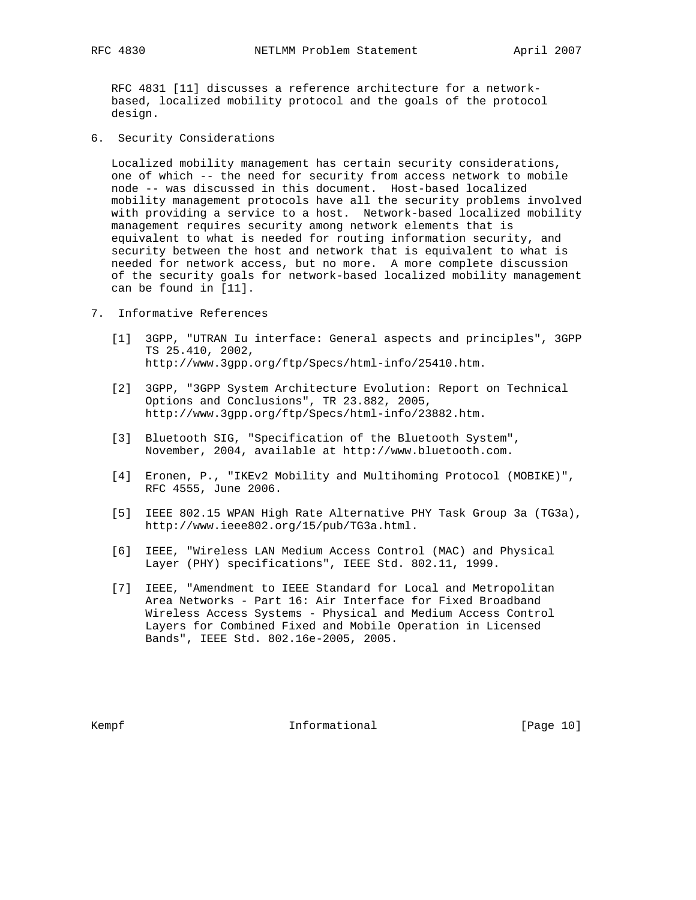RFC 4831 [11] discusses a reference architecture for a network-based, localized mobility protocol and the goals of the protocol design.

## 6. Security Considerations

Localized mobility management has certain security considerations, one of which -- the need for security from access network to mobile node -- was discussed in this document. Host-based localized mobility management protocols have all the security problems involved with providing a service to a host. Network-based localized mobility management requires security among network elements that is equivalent to what is needed for routing information security, and security between the host and network that is equivalent to what is needed for network access, but no more. A more complete discussion of the security goals for network-based localized mobility management can be found in [11].

## 7. Informative References

[1] 3GPP, "UTRAN Iu interface: General aspects and principles", 3GPP TS 25.410, 2002, http://www.3gpp.org/ftp/Specs/html-info/25410.htm.

[2] 3GPP, "3GPP System Architecture Evolution: Report on Technical Options and Conclusions", TR 23.882, 2005, http://www.3gpp.org/ftp/Specs/html-info/23882.htm.

[3] Bluetooth SIG, "Specification of the Bluetooth System", November, 2004, available at http://www.bluetooth.com.

[4] Eronen, P., "IKEv2 Mobility and Multihoming Protocol (MOBIKE)", RFC 4555, June 2006.

[5] IEEE 802.15 WPAN High Rate Alternative PHY Task Group 3a (TG3a), http://www.ieee802.org/15/pub/TG3a.html.

[6] IEEE, "Wireless LAN Medium Access Control (MAC) and Physical Layer (PHY) specifications", IEEE Std. 802.11, 1999.

[7] IEEE, "Amendment to IEEE Standard for Local and Metropolitan Area Networks - Part 16: Air Interface for Fixed Broadband Wireless Access Systems - Physical and Medium Access Control Layers for Combined Fixed and Mobile Operation in Licensed Bands", IEEE Std. 802.16e-2005, 2005.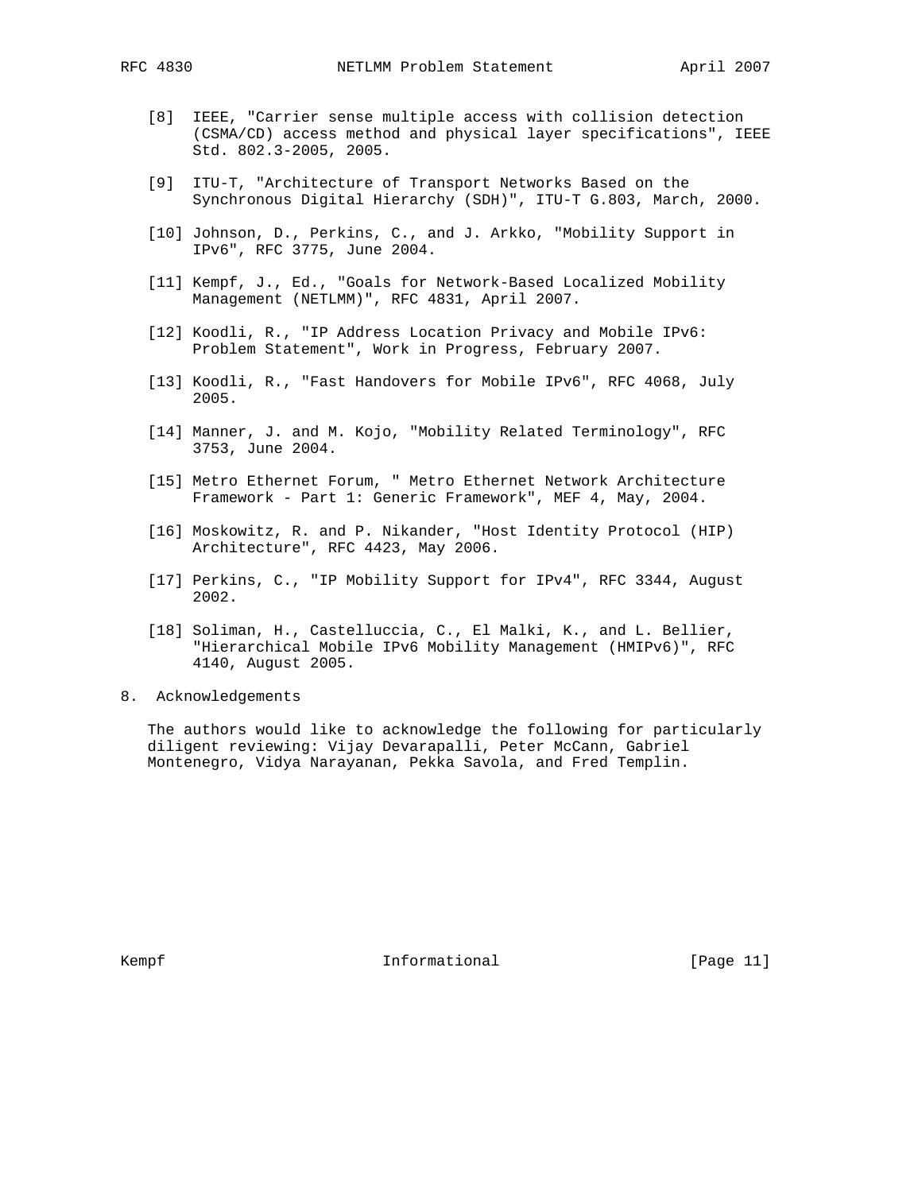[8] IEEE, "Carrier sense multiple access with collision detection (CSMA/CD) access method and physical layer specifications", IEEE Std. 802.3-2005, 2005.

[9] ITU-T, "Architecture of Transport Networks Based on the Synchronous Digital Hierarchy (SDH)", ITU-T G.803, March, 2000.

[10] Johnson, D., Perkins, C., and J. Arkko, "Mobility Support in IPv6", RFC 3775, June 2004.

[11] Kempf, J., Ed., "Goals for Network-Based Localized Mobility Management (NETLMM)", RFC 4831, April 2007.

[12] Koodli, R., "IP Address Location Privacy and Mobile IPv6: Problem Statement", Work in Progress, February 2007.

[13] Koodli, R., "Fast Handovers for Mobile IPv6", RFC 4068, July 2005.

[14] Manner, J. and M. Kojo, "Mobility Related Terminology", RFC 3753, June 2004.

[15] Metro Ethernet Forum, " Metro Ethernet Network Architecture Framework - Part 1: Generic Framework", MEF 4, May, 2004.

[16] Moskowitz, R. and P. Nikander, "Host Identity Protocol (HIP) Architecture", RFC 4423, May 2006.

[17] Perkins, C., "IP Mobility Support for IPv4", RFC 3344, August 2002.

[18] Soliman, H., Castelluccia, C., El Malki, K., and L. Bellier, "Hierarchical Mobile IPv6 Mobility Management (HMIPv6)", RFC 4140, August 2005.

## 8. Acknowledgements

The authors would like to acknowledge the following for particularly diligent reviewing: Vijay Devarapalli, Peter McCann, Gabriel Montenegro, Vidya Narayanan, Pekka Savola, and Fred Templin.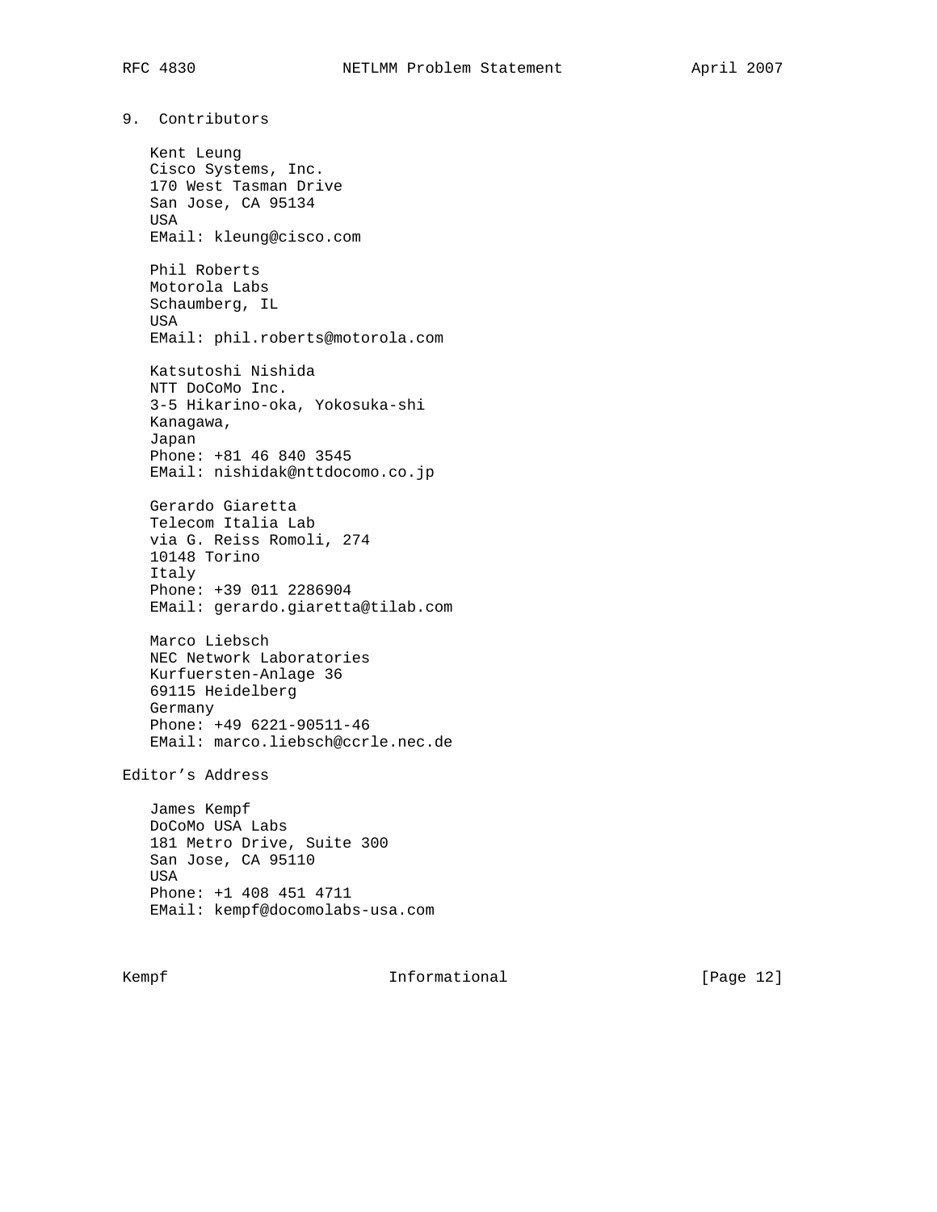## 9. Contributors

Kent Leung
Cisco Systems, Inc.
170 West Tasman Drive
San Jose, CA 95134
USA
EMail: kleung@cisco.com

Phil Roberts
Motorola Labs
Schaumberg, IL
USA
EMail: phil.roberts@motorola.com

Katsutoshi Nishida
NTT DoCoMo Inc.
3-5 Hikarino-oka, Yokosuka-shi
Kanagawa,
Japan
Phone: +81 46 840 3545
EMail: nishidak@nttdocomo.co.jp

Gerardo Giaretta
Telecom Italia Lab
via G. Reiss Romoli, 274
10148 Torino
Italy
Phone: +39 011 2286904
EMail: gerardo.giaretta@tilab.com

Marco Liebsch
NEC Network Laboratories
Kurfuersten-Anlage 36
69115 Heidelberg
Germany
Phone: +49 6221-90511-46
EMail: marco.liebsch@ccrle.nec.de

## Editor's Address

James Kempf
DoCoMo USA Labs
181 Metro Drive, Suite 300
San Jose, CA 95110
USA
Phone: +1 408 451 4711
EMail: kempf@docomolabs-usa.com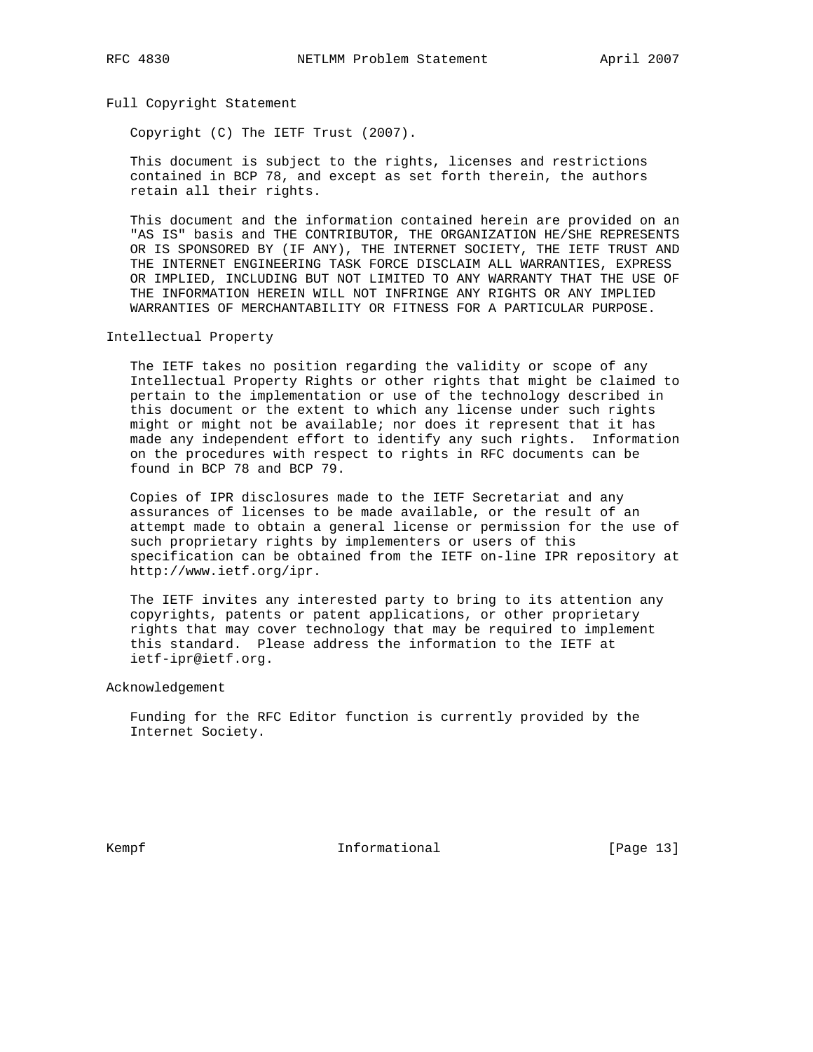## Full Copyright Statement

Copyright (C) The IETF Trust (2007).

This document is subject to the rights, licenses and restrictions contained in BCP 78, and except as set forth therein, the authors retain all their rights.

This document and the information contained herein are provided on an "AS IS" basis and THE CONTRIBUTOR, THE ORGANIZATION HE/SHE REPRESENTS OR IS SPONSORED BY (IF ANY), THE INTERNET SOCIETY, THE IETF TRUST AND THE INTERNET ENGINEERING TASK FORCE DISCLAIM ALL WARRANTIES, EXPRESS OR IMPLIED, INCLUDING BUT NOT LIMITED TO ANY WARRANTY THAT THE USE OF THE INFORMATION HEREIN WILL NOT INFRINGE ANY RIGHTS OR ANY IMPLIED WARRANTIES OF MERCHANTABILITY OR FITNESS FOR A PARTICULAR PURPOSE.

## Intellectual Property

The IETF takes no position regarding the validity or scope of any Intellectual Property Rights or other rights that might be claimed to pertain to the implementation or use of the technology described in this document or the extent to which any license under such rights might or might not be available; nor does it represent that it has made any independent effort to identify any such rights. Information on the procedures with respect to rights in RFC documents can be found in BCP 78 and BCP 79.

Copies of IPR disclosures made to the IETF Secretariat and any assurances of licenses to be made available, or the result of an attempt made to obtain a general license or permission for the use of such proprietary rights by implementers or users of this specification can be obtained from the IETF on-line IPR repository at http://www.ietf.org/ipr.

The IETF invites any interested party to bring to its attention any copyrights, patents or patent applications, or other proprietary rights that may cover technology that may be required to implement this standard. Please address the information to the IETF at ietf-ipr@ietf.org.

## Acknowledgement

Funding for the RFC Editor function is currently provided by the Internet Society.